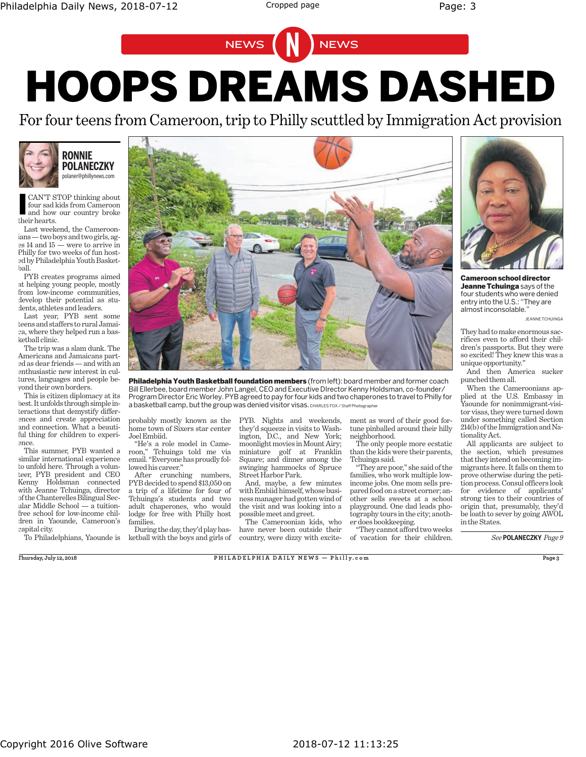# HOOPS DREAMS DASHED

## For four teens from Cameroon, trip to Philly scuttled by Immigration Act provision

**RONNIE POLANECZKY**
polaner@phillynews.com

I CAN'T STOP thinking about four sad kids from Cameroon and how our country broke their hearts.

Last weekend, the Cameroonians — two boys and two girls, ages 14 and 15 — were to arrive in Philly for two weeks of fun hosted by Philadelphia Youth Basketball.

PYB creates programs aimed at helping young people, mostly from low-income communities, develop their potential as students, athletes and leaders.

Last year, PYB sent some teens and staffers to rural Jamaica, where they helped run a basketball clinic.

The trip was a slam dunk. The Americans and Jamaicans parted as dear friends — and with an enthusiastic new interest in cultures, languages and people beyond their own borders.

This is citizen diplomacy at its best. It unfolds through simple interactions that demystify differences and create appreciation and connection. What a beautiful thing for children to experience.

This summer, PYB wanted a similar international experience to unfold here. Through a volunteer, PYB president and CEO Kenny Holdsman connected with Jeanne Tchuinga, director of the Chanterelles Bilingual Secular Middle School — a tuition-free school for low-income children in Yaounde, Cameroon's capital city.

To Philadelphians, Yaounde is probably mostly known as the home town of Sixers star center Joel Embiid.

"He's a role model in Cameroon," Tchuinga told me via email. "Everyone has proudly followed his career."

After crunching numbers, PYB decided to spend $13,050 on a trip of a lifetime for four of Tchuinga's students and two adult chaperones, who would lodge for free with Philly host families.

**Philadelphia Youth Basketball foundation members** (from left): board member and former coach Bill Ellerbee, board member John Langel, CEO and Executive DIrector Kenny Holdsman, co-founder/Program Director Eric Worley. PYB agreed to pay for four kids and two chaperones to travel to Philly for a basketball camp, but the group was denied visitor visas. CHARLES FOX / Staff Photographer

During the day, they'd play basketball with the boys and girls of PYB. Nights and weekends, they'd squeeze in visits to Washington, D.C., and New York; moonlight movies in Mount Airy; miniature golf at Franklin Square; and dinner among the swinging hammocks of Spruce Street Harbor Park.

And, maybe, a few minutes with Embiid himself, whose business manager had gotten wind of the visit and was looking into a possible meet and greet.

The Cameroonian kids, who have never been outside their country, were dizzy with excitement as word of their good fortune pinballed around their hilly neighborhood.

The only people more ecstatic than the kids were their parents, Tchuinga said.

"They are poor," she said of the families, who work multiple low-income jobs. One mom sells prepared food on a street corner; another sells sweets at a school playground. One dad leads photography tours in the city; another does bookkeeping.

"They cannot afford two weeks of vacation for their children. They had to make enormous sacrifices even to afford their children's passports. But they were so excited! They knew this was a unique opportunity."

**Cameroon school director Jeanne Tchuinga** says of the four students who were denied entry into the U.S.: "They are almost inconsolable." JEANNE TCHUINGA

And then America sucker punched them all.

When the Cameroonians applied at the U.S. Embassy in Yaounde for nonimmigrant-visitor visas, they were turned down under something called Section 214(b) of the Immigration and Nationality Act.

All applicants are subject to the section, which presumes that they intend on becoming immigrants here. It falls on them to prove otherwise during the petition process. Consul officers look for evidence of applicants' strong ties to their countries of origin that, presumably, they'd be loath to sever by going AWOL in the States.

*See* **POLANECZKY** *Page 9*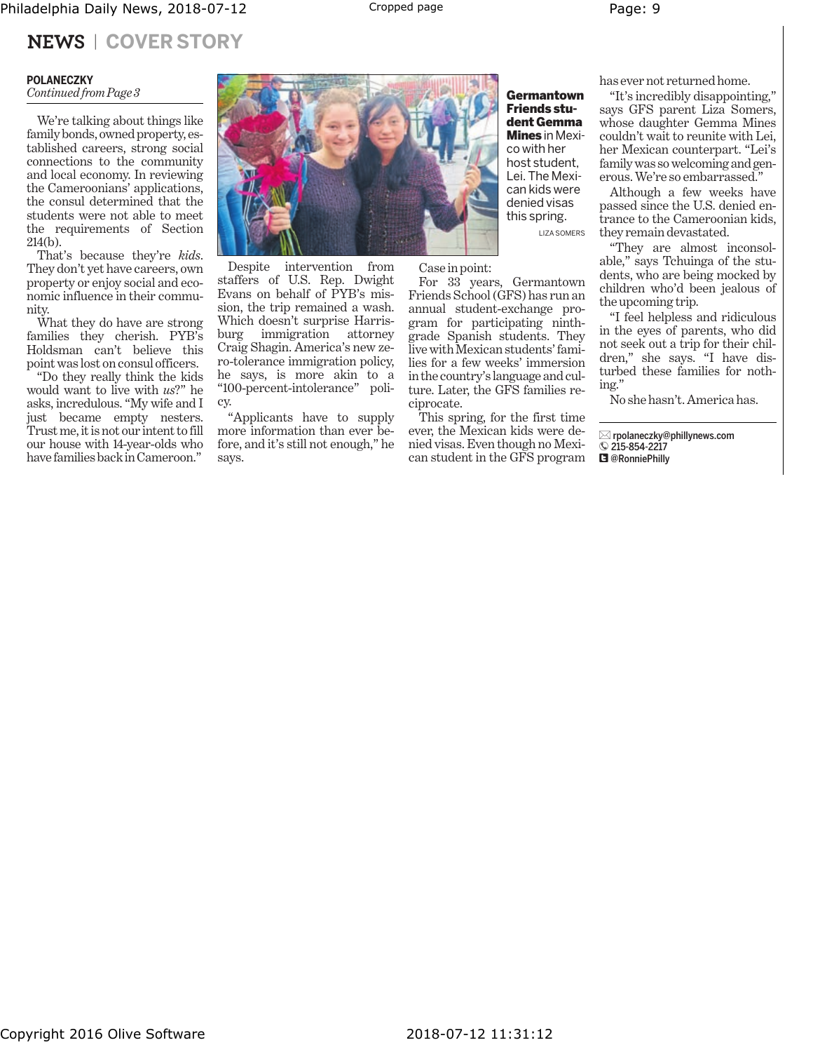**POLANECZKY**
*Continued from Page 3*

We're talking about things like family bonds, owned property, established careers, strong social connections to the community and local economy. In reviewing the Cameroonians' applications, the consul determined that the students were not able to meet the requirements of Section 214(b).

That's because they're *kids*. They don't yet have careers, own property or enjoy social and economic influence in their community.

What they do have are strong families they cherish. PYB's Holdsman can't believe this point was lost on consul officers.

"Do they really think the kids would want to live with *us*?" he asks, incredulous. "My wife and I just became empty nesters. Trust me, it is not our intent to fill our house with 14-year-olds who have families back in Cameroon."

Despite intervention from staffers of U.S. Rep. Dwight Evans on behalf of PYB's mission, the trip remained a wash. Which doesn't surprise Harrisburg immigration attorney Craig Shagin. America's new zero-tolerance immigration policy, he says, is more akin to a "100-percent-intolerance" policy.

"Applicants have to supply more information than ever before, and it's still not enough," he says.

**Germantown Friends student Gemma Mines** in Mexico with her host student, Lei. The Mexican kids were denied visas this spring.

LIZA SOMERS

Case in point:

For 33 years, Germantown Friends School (GFS) has run an annual student-exchange program for participating ninth-grade Spanish students. They live with Mexican students' families for a few weeks' immersion in the country's language and culture. Later, the GFS families reciprocate.

This spring, for the first time ever, the Mexican kids were denied visas. Even though no Mexican student in the GFS program has ever not returned home.

"It's incredibly disappointing," says GFS parent Liza Somers, whose daughter Gemma Mines couldn't wait to reunite with Lei, her Mexican counterpart. "Lei's family was so welcoming and generous. We're so embarrassed."

Although a few weeks have passed since the U.S. denied entrance to the Cameroonian kids, they remain devastated.

"They are almost inconsolable," says Tchuinga of the students, who are being mocked by children who'd been jealous of the upcoming trip.

"I feel helpless and ridiculous in the eyes of parents, who did not seek out a trip for their children," she says. "I have disturbed these families for nothing."

No she hasn't. America has.

rpolaneczky@phillynews.com
215-854-2217
@RonniePhilly